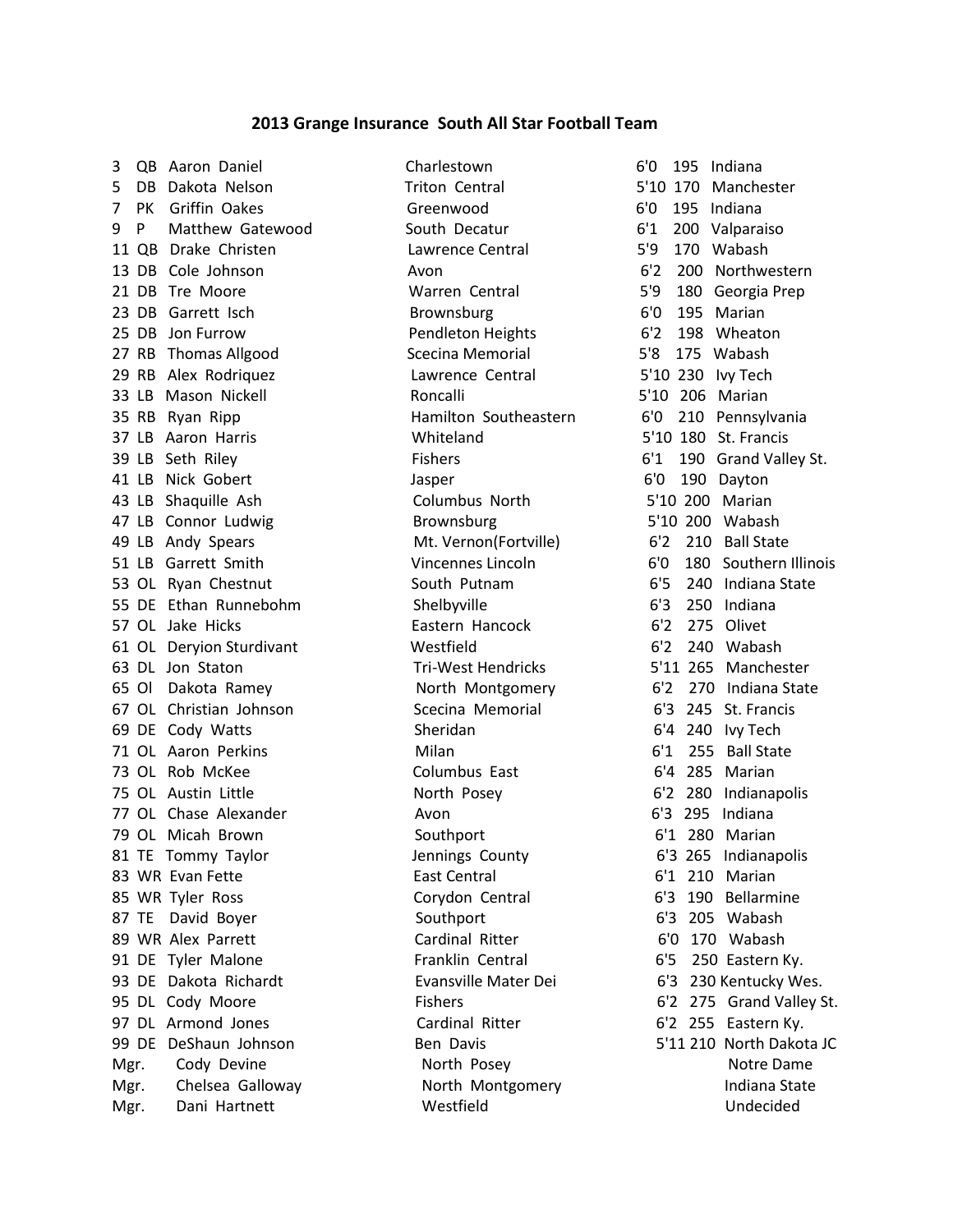## 2013 Grange Insurance South All Star Football Team

| | | | | | | |
|---|---|---|---|---|---|---|
| 3 | QB | Aaron Daniel | Charlestown | 6'0 | 195 | Indiana |
| 5 | DB | Dakota Nelson | Triton Central | 5'10 | 170 | Manchester |
| 7 | PK | Griffin Oakes | Greenwood | 6'0 | 195 | Indiana |
| 9 | P | Matthew Gatewood | South Decatur | 6'1 | 200 | Valparaiso |
| 11 | QB | Drake Christen | Lawrence Central | 5'9 | 170 | Wabash |
| 13 | DB | Cole Johnson | Avon | 6'2 | 200 | Northwestern |
| 21 | DB | Tre Moore | Warren Central | 5'9 | 180 | Georgia Prep |
| 23 | DB | Garrett Isch | Brownsburg | 6'0 | 195 | Marian |
| 25 | DB | Jon Furrow | Pendleton Heights | 6'2 | 198 | Wheaton |
| 27 | RB | Thomas Allgood | Scecina Memorial | 5'8 | 175 | Wabash |
| 29 | RB | Alex Rodriquez | Lawrence Central | 5'10 | 230 | Ivy Tech |
| 33 | LB | Mason Nickell | Roncalli | 5'10 | 206 | Marian |
| 35 | RB | Ryan Ripp | Hamilton Southeastern | 6'0 | 210 | Pennsylvania |
| 37 | LB | Aaron Harris | Whiteland | 5'10 | 180 | St. Francis |
| 39 | LB | Seth Riley | Fishers | 6'1 | 190 | Grand Valley St. |
| 41 | LB | Nick Gobert | Jasper | 6'0 | 190 | Dayton |
| 43 | LB | Shaquille Ash | Columbus North | 5'10 | 200 | Marian |
| 47 | LB | Connor Ludwig | Brownsburg | 5'10 | 200 | Wabash |
| 49 | LB | Andy Spears | Mt. Vernon(Fortville) | 6'2 | 210 | Ball State |
| 51 | LB | Garrett Smith | Vincennes Lincoln | 6'0 | 180 | Southern Illinois |
| 53 | OL | Ryan Chestnut | South Putnam | 6'5 | 240 | Indiana State |
| 55 | DE | Ethan Runnebohm | Shelbyville | 6'3 | 250 | Indiana |
| 57 | OL | Jake Hicks | Eastern Hancock | 6'2 | 275 | Olivet |
| 61 | OL | Deryion Sturdivant | Westfield | 6'2 | 240 | Wabash |
| 63 | DL | Jon Staton | Tri-West Hendricks | 5'11 | 265 | Manchester |
| 65 | Ol | Dakota Ramey | North Montgomery | 6'2 | 270 | Indiana State |
| 67 | OL | Christian Johnson | Scecina Memorial | 6'3 | 245 | St. Francis |
| 69 | DE | Cody Watts | Sheridan | 6'4 | 240 | Ivy Tech |
| 71 | OL | Aaron Perkins | Milan | 6'1 | 255 | Ball State |
| 73 | OL | Rob McKee | Columbus East | 6'4 | 285 | Marian |
| 75 | OL | Austin Little | North Posey | 6'2 | 280 | Indianapolis |
| 77 | OL | Chase Alexander | Avon | 6'3 | 295 | Indiana |
| 79 | OL | Micah Brown | Southport | 6'1 | 280 | Marian |
| 81 | TE | Tommy Taylor | Jennings County | 6'3 | 265 | Indianapolis |
| 83 | WR | Evan Fette | East Central | 6'1 | 210 | Marian |
| 85 | WR | Tyler Ross | Corydon Central | 6'3 | 190 | Bellarmine |
| 87 | TE | David Boyer | Southport | 6'3 | 205 | Wabash |
| 89 | WR | Alex Parrett | Cardinal Ritter | 6'0 | 170 | Wabash |
| 91 | DE | Tyler Malone | Franklin Central | 6'5 | 250 | Eastern Ky. |
| 93 | DE | Dakota Richardt | Evansville Mater Dei | 6'3 | 230 | Kentucky Wes. |
| 95 | DL | Cody Moore | Fishers | 6'2 | 275 | Grand Valley St. |
| 97 | DL | Armond Jones | Cardinal Ritter | 6'2 | 255 | Eastern Ky. |
| 99 | DE | DeShaun Johnson | Ben Davis | 5'11 | 210 | North Dakota JC |
| Mgr. | | Cody Devine | North Posey | | | Notre Dame |
| Mgr. | | Chelsea Galloway | North Montgomery | | | Indiana State |
| Mgr. | | Dani Hartnett | Westfield | | | Undecided |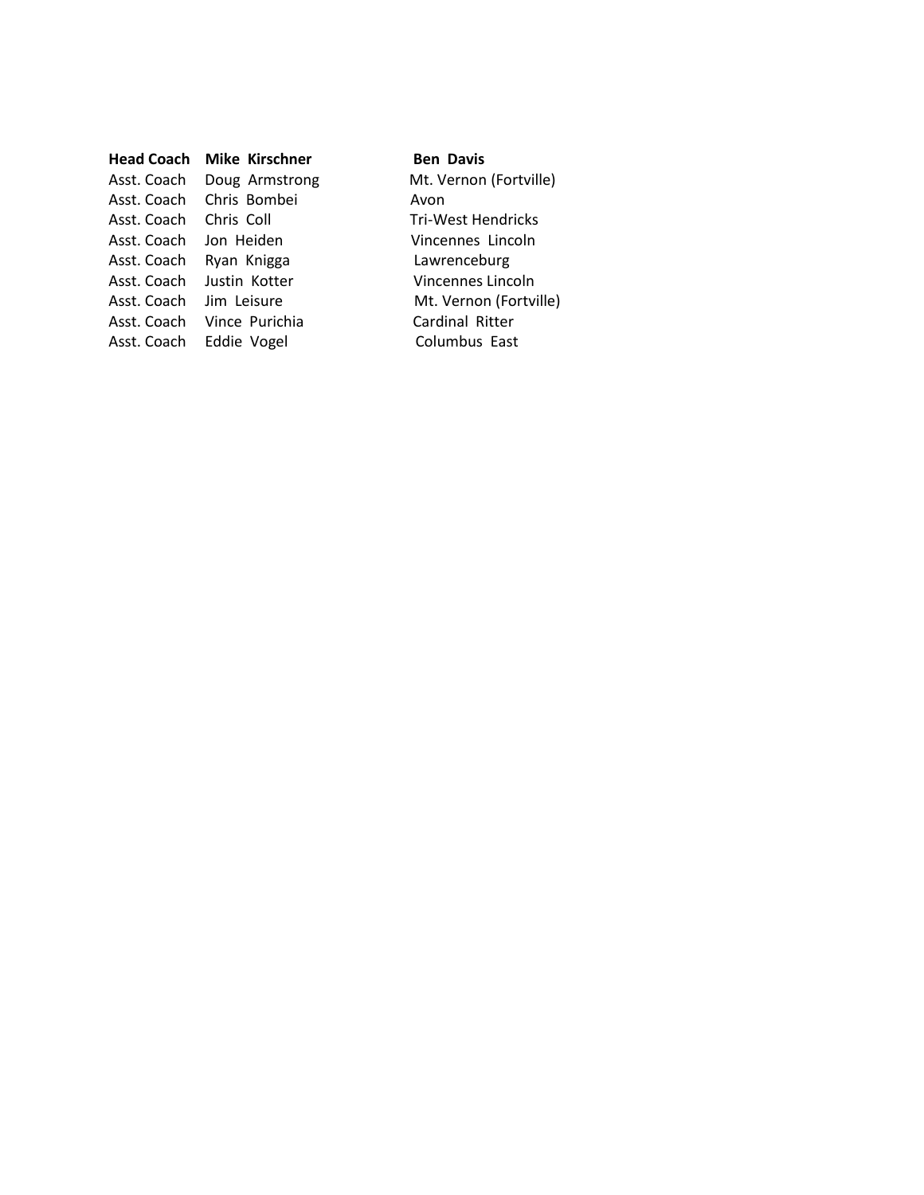| | | |
|---|---|---|
| **Head Coach** | **Mike Kirschner** | **Ben Davis** |
| Asst. Coach | Doug Armstrong | Mt. Vernon (Fortville) |
| Asst. Coach | Chris Bombei | Avon |
| Asst. Coach | Chris Coll | Tri-West Hendricks |
| Asst. Coach | Jon Heiden | Vincennes Lincoln |
| Asst. Coach | Ryan Knigga | Lawrenceburg |
| Asst. Coach | Justin Kotter | Vincennes Lincoln |
| Asst. Coach | Jim Leisure | Mt. Vernon (Fortville) |
| Asst. Coach | Vince Purichia | Cardinal Ritter |
| Asst. Coach | Eddie Vogel | Columbus East |